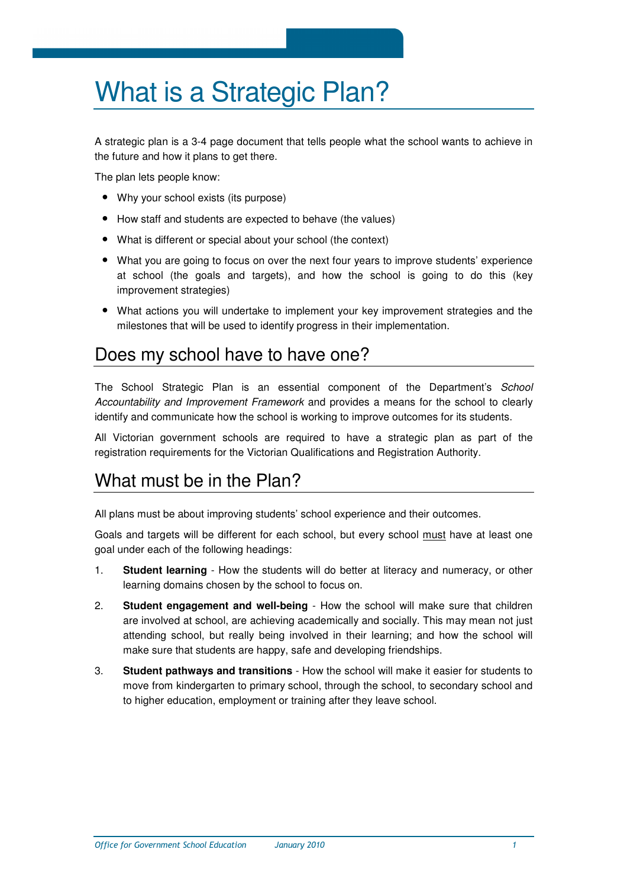# What is a Strategic Plan?

A strategic plan is a 3-4 page document that tells people what the school wants to achieve in the future and how it plans to get there.

The plan lets people know:

- Why your school exists (its purpose)
- How staff and students are expected to behave (the values)
- What is different or special about your school (the context)
- What you are going to focus on over the next four years to improve students' experience at school (the goals and targets), and how the school is going to do this (key improvement strategies)
- What actions you will undertake to implement your key improvement strategies and the milestones that will be used to identify progress in their implementation.

## Does my school have to have one?

The School Strategic Plan is an essential component of the Department's *School Accountability and Improvement Framework* and provides a means for the school to clearly identify and communicate how the school is working to improve outcomes for its students.

All Victorian government schools are required to have a strategic plan as part of the registration requirements for the Victorian Qualifications and Registration Authority.

## What must be in the Plan?

All plans must be about improving students' school experience and their outcomes.

Goals and targets will be different for each school, but every school <u>must</u> have at least one goal under each of the following headings:

1. **Student learning** - How the students will do better at literacy and numeracy, or other learning domains chosen by the school to focus on.
2. **Student engagement and well-being** - How the school will make sure that children are involved at school, are achieving academically and socially. This may mean not just attending school, but really being involved in their learning; and how the school will make sure that students are happy, safe and developing friendships.
3. **Student pathways and transitions** - How the school will make it easier for students to move from kindergarten to primary school, through the school, to secondary school and to higher education, employment or training after they leave school.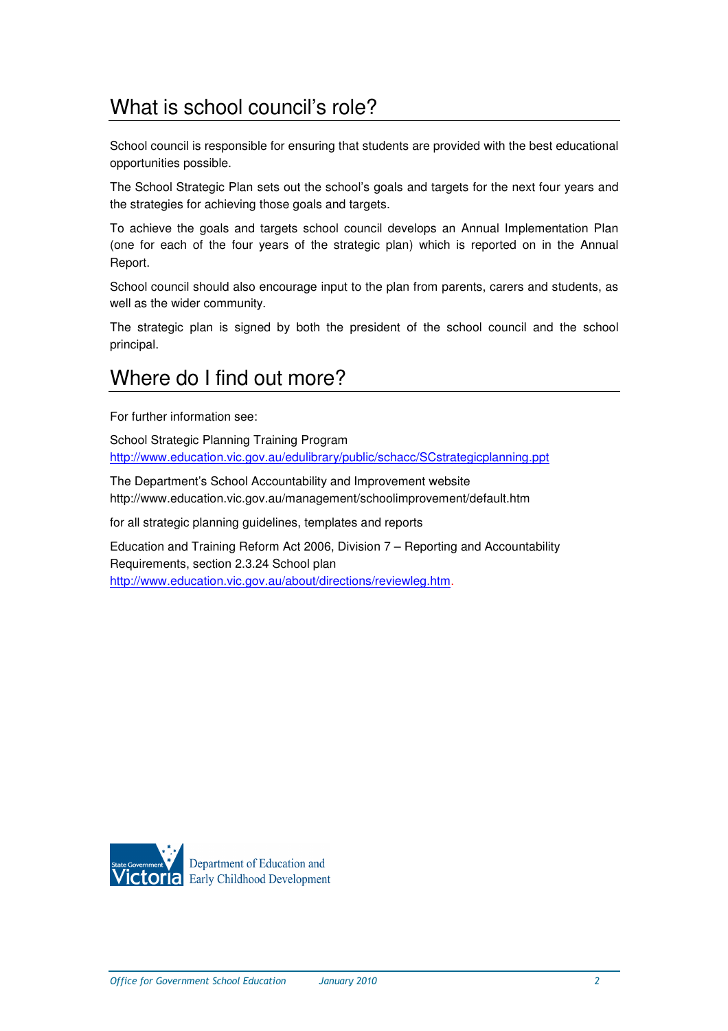## What is school council's role?

School council is responsible for ensuring that students are provided with the best educational opportunities possible.

The School Strategic Plan sets out the school's goals and targets for the next four years and the strategies for achieving those goals and targets.

To achieve the goals and targets school council develops an Annual Implementation Plan (one for each of the four years of the strategic plan) which is reported on in the Annual Report.

School council should also encourage input to the plan from parents, carers and students, as well as the wider community.

The strategic plan is signed by both the president of the school council and the school principal.

## Where do I find out more?

For further information see:

School Strategic Planning Training Program
http://www.education.vic.gov.au/edulibrary/public/schacc/SCstrategicplanning.ppt

The Department's School Accountability and Improvement website
http://www.education.vic.gov.au/management/schoolimprovement/default.htm

for all strategic planning guidelines, templates and reports

Education and Training Reform Act 2006, Division 7 – Reporting and Accountability Requirements, section 2.3.24 School plan
http://www.education.vic.gov.au/about/directions/reviewleg.htm.

State Government Victoria Department of Education and Early Childhood Development